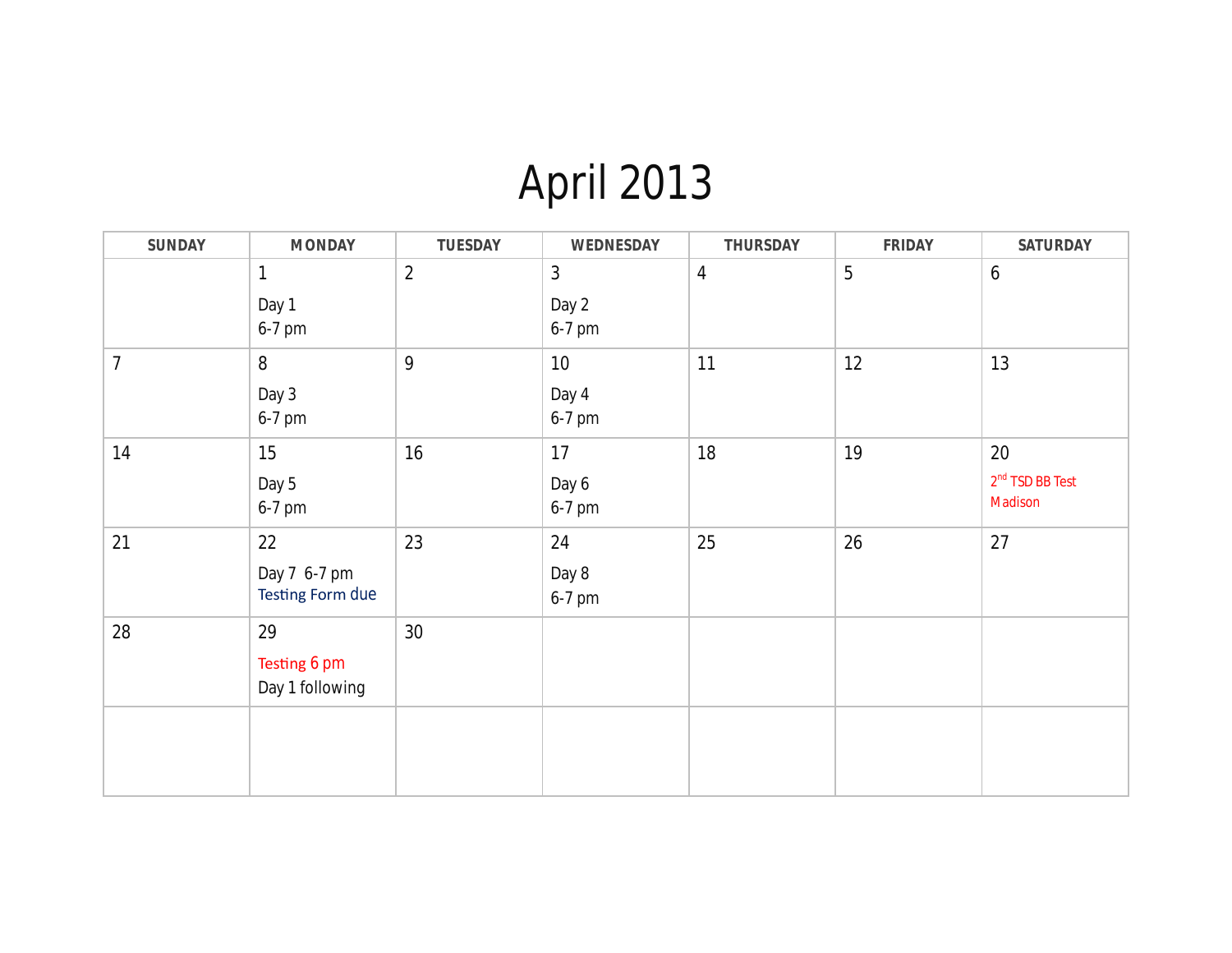# April 2013

| SUNDAY | MONDAY | TUESDAY | WEDNESDAY | THURSDAY | FRIDAY | SATURDAY |
|---|---|---|---|---|---|---|
| | 1<br>Day 1<br>6-7 pm | 2 | 3<br>Day 2<br>6-7 pm | 4 | 5 | 6 |
| 7 | 8<br>Day 3<br>6-7 pm | 9 | 10<br>Day 4<br>6-7 pm | 11 | 12 | 13 |
| 14 | 15<br>Day 5<br>6-7 pm | 16 | 17<br>Day 6<br>6-7 pm | 18 | 19 | 20<br>2nd TSD BB Test<br>Madison |
| 21 | 22<br>Day 7 6-7 pm<br>Testing Form due | 23 | 24<br>Day 8<br>6-7 pm | 25 | 26 | 27 |
| 28 | 29<br>Testing 6 pm<br>Day 1 following | 30 | | | | |
| | | | | | | |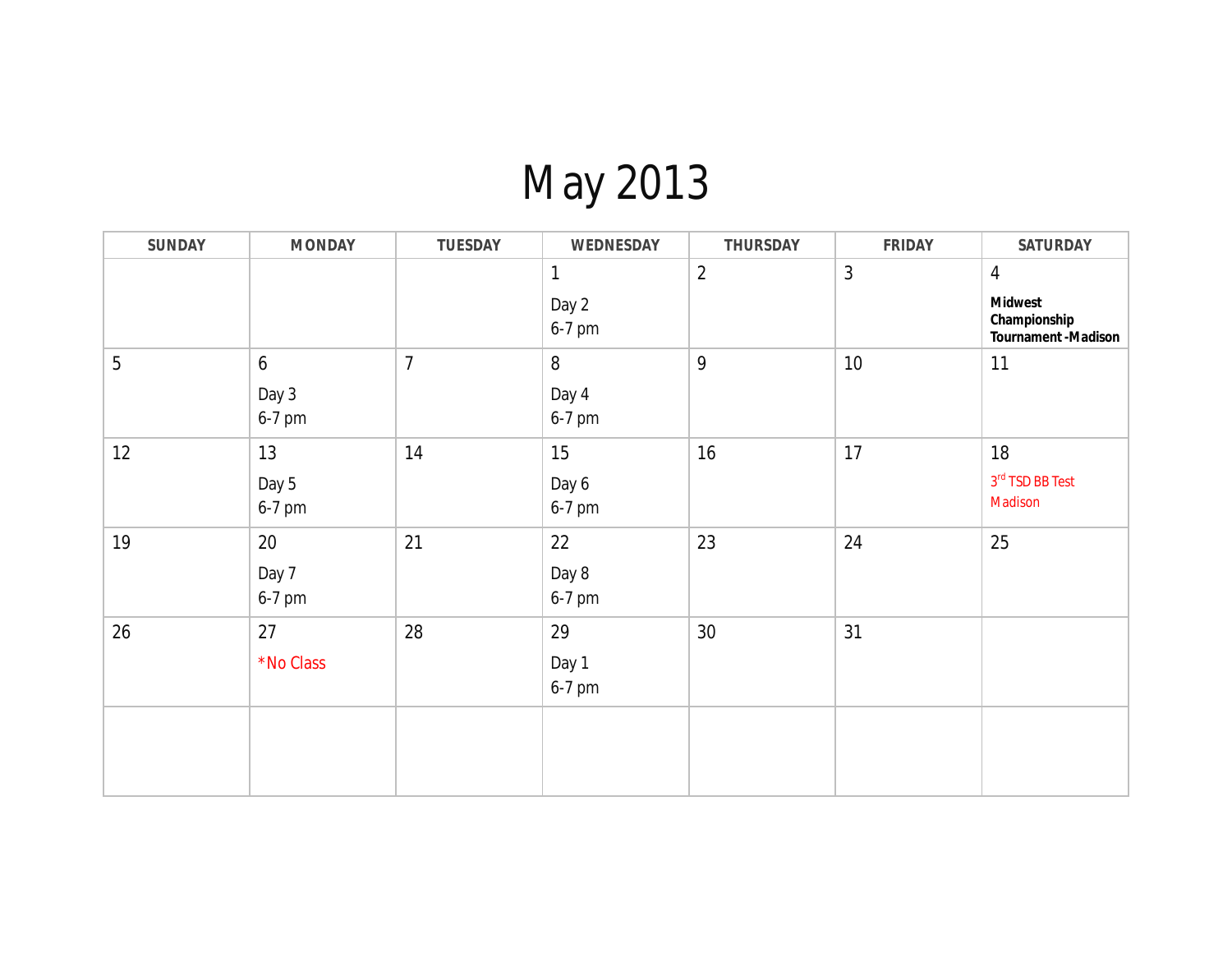# May 2013

| SUNDAY | MONDAY | TUESDAY | WEDNESDAY | THURSDAY | FRIDAY | SATURDAY |
|---|---|---|---|---|---|---|
| | | | 1 Day 2 6-7 pm | 2 | 3 | 4 **Midwest Championship Tournament -Madison** |
| 5 | 6 Day 3 6-7 pm | 7 | 8 Day 4 6-7 pm | 9 | 10 | 11 |
| 12 | 13 Day 5 6-7 pm | 14 | 15 Day 6 6-7 pm | 16 | 17 | 18 3rd TSD BB Test Madison |
| 19 | 20 Day 7 6-7 pm | 21 | 22 Day 8 6-7 pm | 23 | 24 | 25 |
| 26 | 27 *No Class | 28 | 29 Day 1 6-7 pm | 30 | 31 | |
| | | | | | | |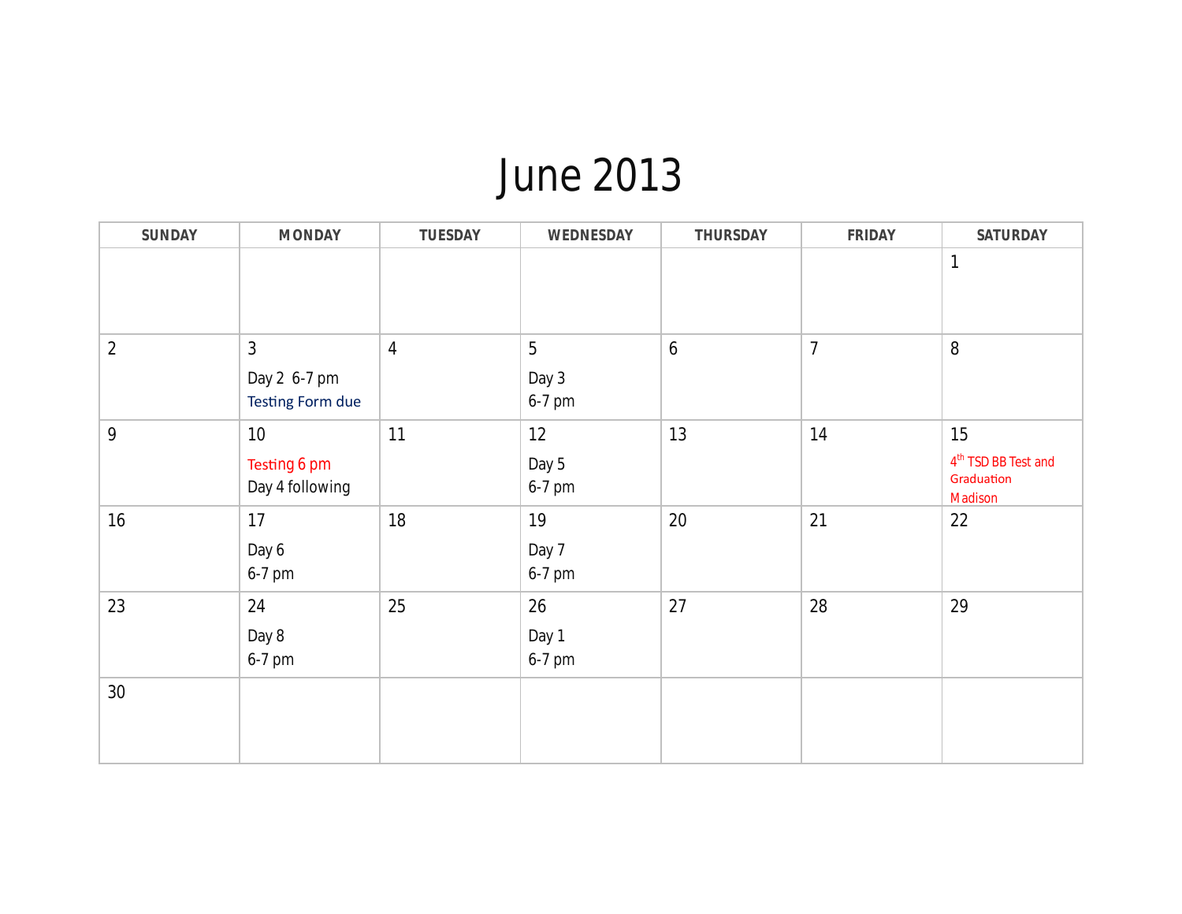# June 2013

| SUNDAY | MONDAY | TUESDAY | WEDNESDAY | THURSDAY | FRIDAY | SATURDAY |
|---|---|---|---|---|---|---|
| | | | | | | 1 |
| 2 | 3<br>Day 2 6-7 pm<br>Testing Form due | 4 | 5<br>Day 3<br>6-7 pm | 6 | 7 | 8 |
| 9 | 10<br>Testing 6 pm<br>Day 4 following | 11 | 12<br>Day 5<br>6-7 pm | 13 | 14 | 15<br>4th TSD BB Test and Graduation<br>Madison |
| 16 | 17<br>Day 6<br>6-7 pm | 18 | 19<br>Day 7<br>6-7 pm | 20 | 21 | 22 |
| 23 | 24<br>Day 8<br>6-7 pm | 25 | 26<br>Day 1<br>6-7 pm | 27 | 28 | 29 |
| 30 | | | | | | |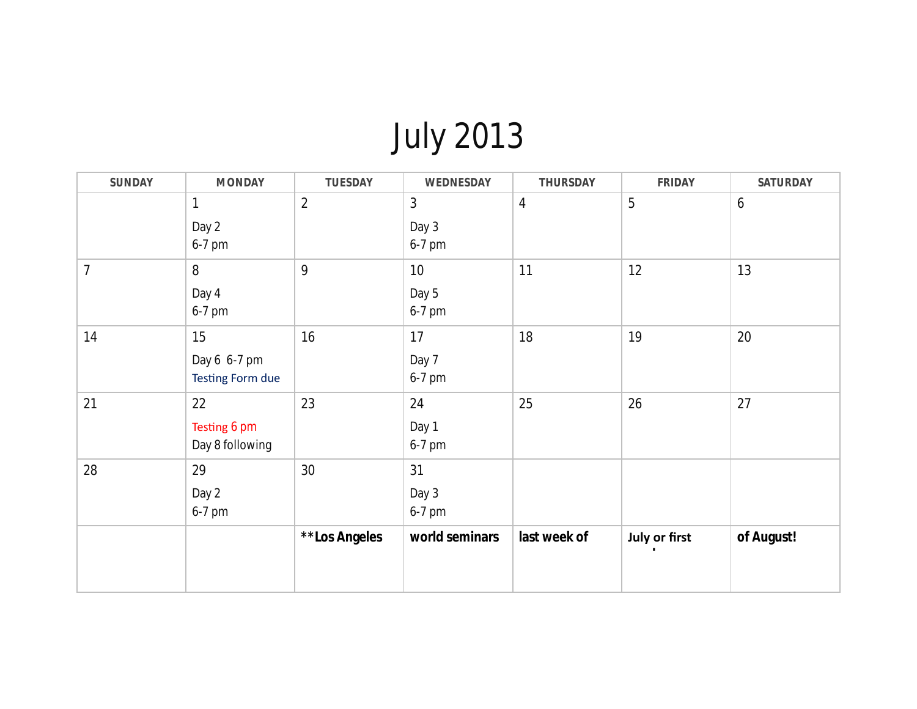# July 2013

| SUNDAY | MONDAY | TUESDAY | WEDNESDAY | THURSDAY | FRIDAY | SATURDAY |
|---|---|---|---|---|---|---|
| | 1<br>Day 2<br>6-7 pm | 2 | 3<br>Day 3<br>6-7 pm | 4 | 5 | 6 |
| 7 | 8<br>Day 4<br>6-7 pm | 9 | 10<br>Day 5<br>6-7 pm | 11 | 12 | 13 |
| 14 | 15<br>Day 6 6-7 pm<br>Testing Form due | 16 | 17<br>Day 7<br>6-7 pm | 18 | 19 | 20 |
| 21 | 22<br>Testing 6 pm<br>Day 8 following | 23 | 24<br>Day 1<br>6-7 pm | 25 | 26 | 27 |
| 28 | 29<br>Day 2<br>6-7 pm | 30 | 31<br>Day 3<br>6-7 pm | | | |
| | | **\*\*Los Angeles** | **world seminars** | **last week of** | **July or first** | **of August!** |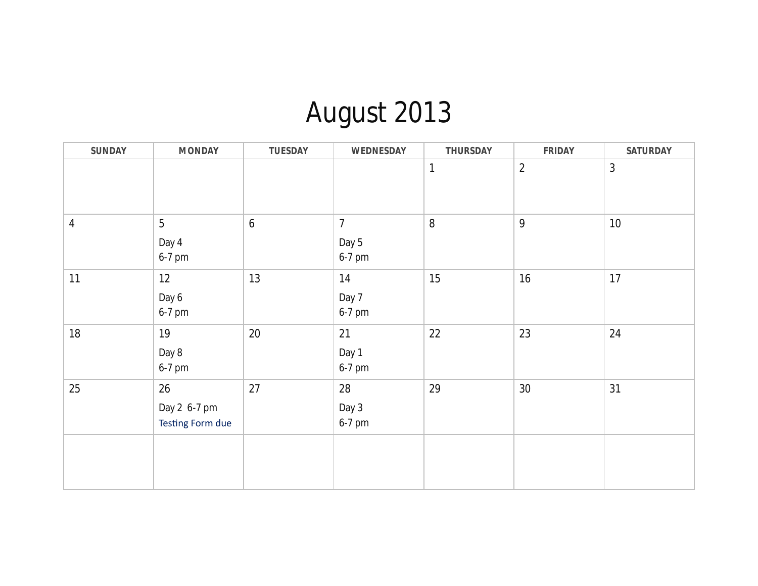# August 2013

| SUNDAY | MONDAY | TUESDAY | WEDNESDAY | THURSDAY | FRIDAY | SATURDAY |
|---|---|---|---|---|---|---|
| | | | | 1 | 2 | 3 |
| 4 | 5<br>Day 4<br>6-7 pm | 6 | 7<br>Day 5<br>6-7 pm | 8 | 9 | 10 |
| 11 | 12<br>Day 6<br>6-7 pm | 13 | 14<br>Day 7<br>6-7 pm | 15 | 16 | 17 |
| 18 | 19<br>Day 8<br>6-7 pm | 20 | 21<br>Day 1<br>6-7 pm | 22 | 23 | 24 |
| 25 | 26<br>Day 2 6-7 pm<br>Testing Form due | 27 | 28<br>Day 3<br>6-7 pm | 29 | 30 | 31 |
| | | | | | | |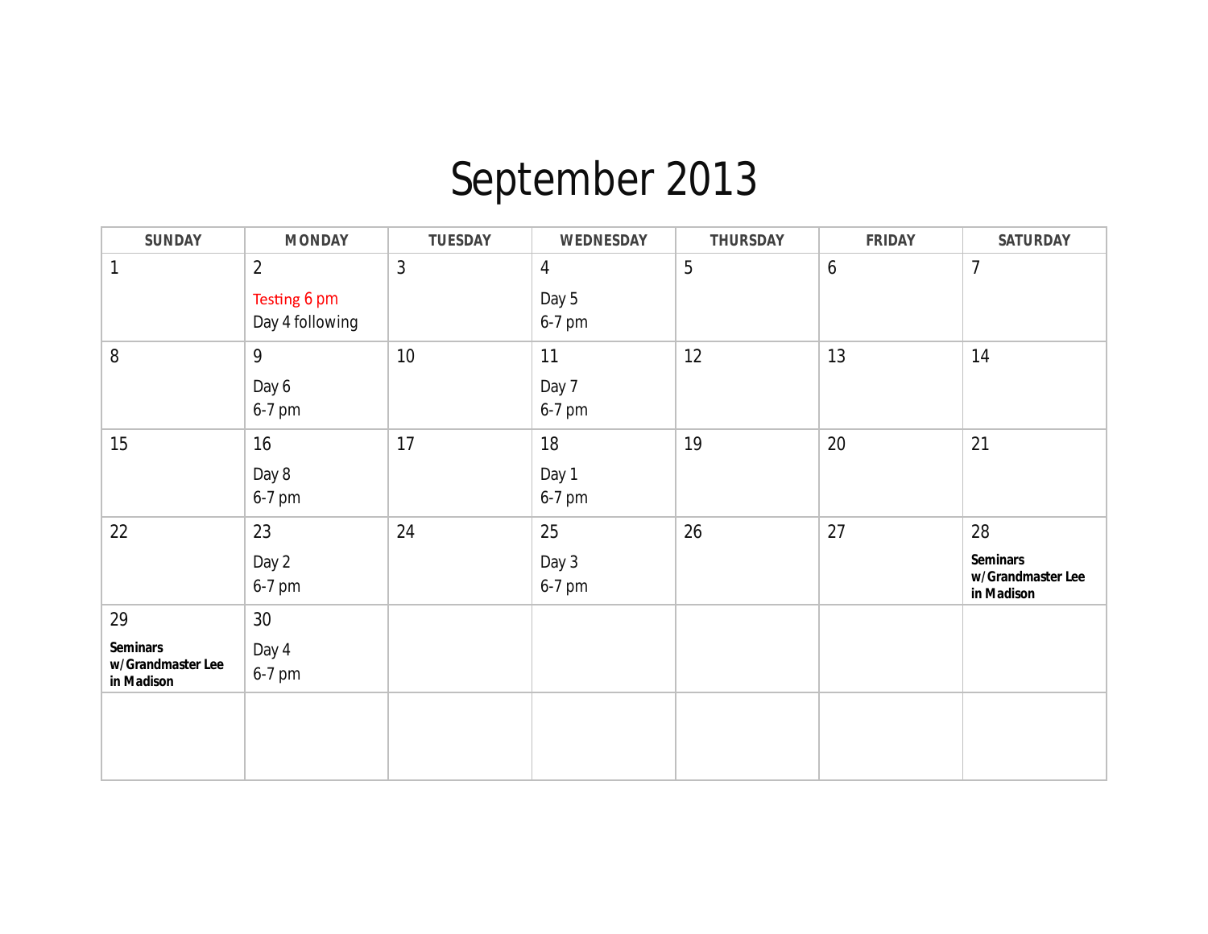# September 2013

| SUNDAY | MONDAY | TUESDAY | WEDNESDAY | THURSDAY | FRIDAY | SATURDAY |
| --- | --- | --- | --- | --- | --- | --- |
| 1 | 2<br>Testing 6 pm<br>Day 4 following | 3 | 4<br>Day 5<br>6-7 pm | 5 | 6 | 7 |
| 8 | 9<br>Day 6<br>6-7 pm | 10 | 11<br>Day 7<br>6-7 pm | 12 | 13 | 14 |
| 15 | 16<br>Day 8<br>6-7 pm | 17 | 18<br>Day 1<br>6-7 pm | 19 | 20 | 21 |
| 22 | 23<br>Day 2<br>6-7 pm | 24 | 25<br>Day 3<br>6-7 pm | 26 | 27 | 28<br>**Seminars w/Grandmaster Lee in Madison** |
| 29<br>**Seminars w/Grandmaster Lee in Madison** | 30<br>Day 4<br>6-7 pm | | | | | |
| | | | | | | |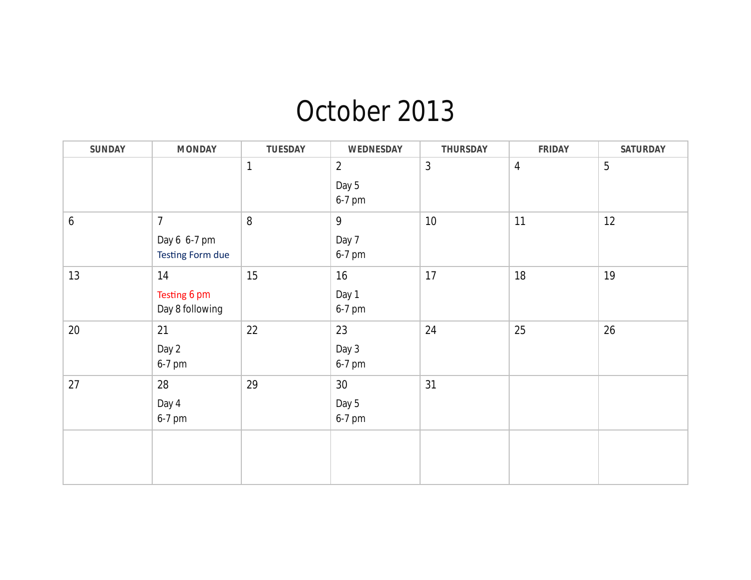# October 2013

| SUNDAY | MONDAY | TUESDAY | WEDNESDAY | THURSDAY | FRIDAY | SATURDAY |
|---|---|---|---|---|---|---|
| | | 1 | 2<br>Day 5<br>6-7 pm | 3 | 4 | 5 |
| 6 | 7<br>Day 6 6-7 pm<br>Testing Form due | 8 | 9<br>Day 7<br>6-7 pm | 10 | 11 | 12 |
| 13 | 14<br>Testing 6 pm<br>Day 8 following | 15 | 16<br>Day 1<br>6-7 pm | 17 | 18 | 19 |
| 20 | 21<br>Day 2<br>6-7 pm | 22 | 23<br>Day 3<br>6-7 pm | 24 | 25 | 26 |
| 27 | 28<br>Day 4<br>6-7 pm | 29 | 30<br>Day 5<br>6-7 pm | 31 | | |
| | | | | | | |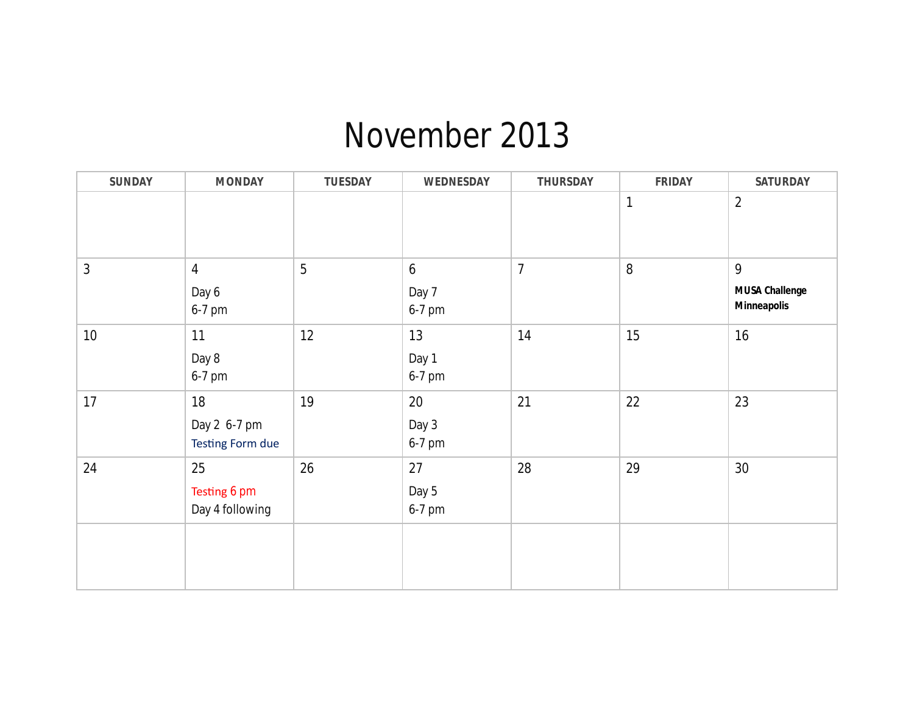# November 2013

| SUNDAY | MONDAY | TUESDAY | WEDNESDAY | THURSDAY | FRIDAY | SATURDAY |
|---|---|---|---|---|---|---|
| | | | | | 1 | 2 |
| 3 | 4<br>Day 6<br>6-7 pm | 5 | 6<br>Day 7<br>6-7 pm | 7 | 8 | 9<br>**MUSA Challenge Minneapolis** |
| 10 | 11<br>Day 8<br>6-7 pm | 12 | 13<br>Day 1<br>6-7 pm | 14 | 15 | 16 |
| 17 | 18<br>Day 2 6-7 pm<br>Testing Form due | 19 | 20<br>Day 3<br>6-7 pm | 21 | 22 | 23 |
| 24 | 25<br>Testing 6 pm<br>Day 4 following | 26 | 27<br>Day 5<br>6-7 pm | 28 | 29 | 30 |
| | | | | | | |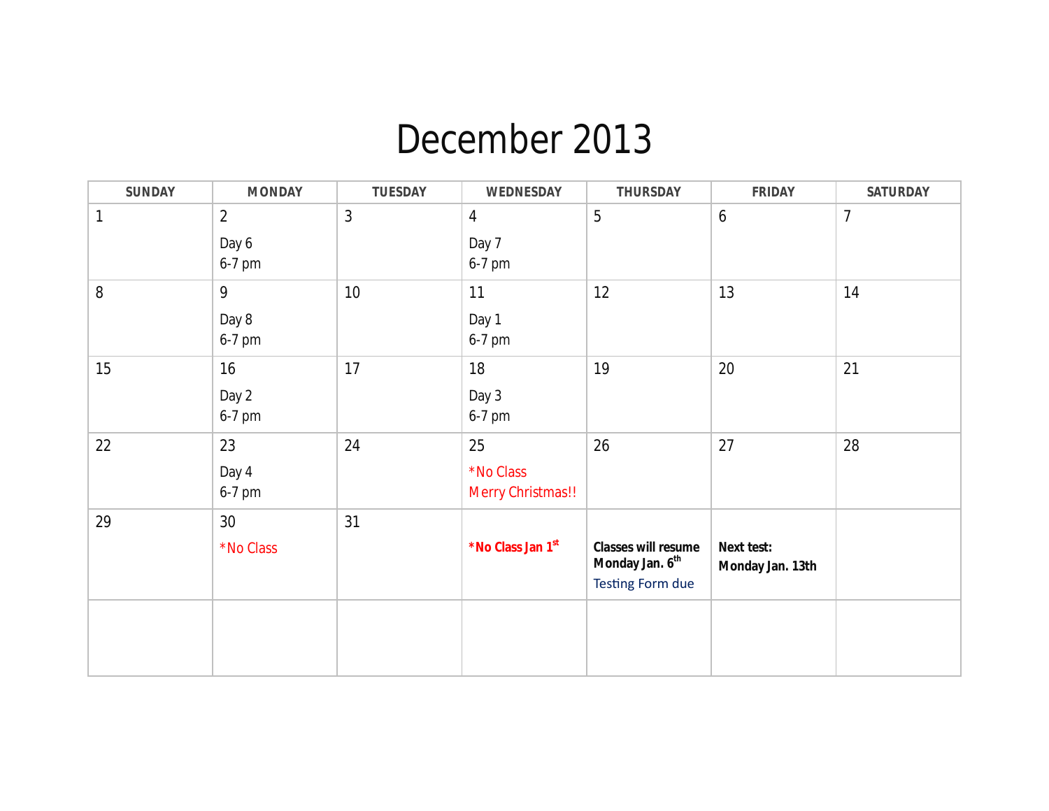# December 2013

| SUNDAY | MONDAY | TUESDAY | WEDNESDAY | THURSDAY | FRIDAY | SATURDAY |
|---|---|---|---|---|---|---|
| 1 | 2<br>Day 6<br>6-7 pm | 3 | 4<br>Day 7<br>6-7 pm | 5 | 6 | 7 |
| 8 | 9<br>Day 8<br>6-7 pm | 10 | 11<br>Day 1<br>6-7 pm | 12 | 13 | 14 |
| 15 | 16<br>Day 2<br>6-7 pm | 17 | 18<br>Day 3<br>6-7 pm | 19 | 20 | 21 |
| 22 | 23<br>Day 4<br>6-7 pm | 24 | 25<br>*No Class<br>Merry Christmas!! | 26 | 27 | 28 |
| 29 | 30<br>*No Class | 31 | **\*No Class Jan 1st** | **Classes will resume Monday Jan. 6th**<br>Testing Form due | **Next test:**<br>**Monday Jan. 13th** | |
| | | | | | | |